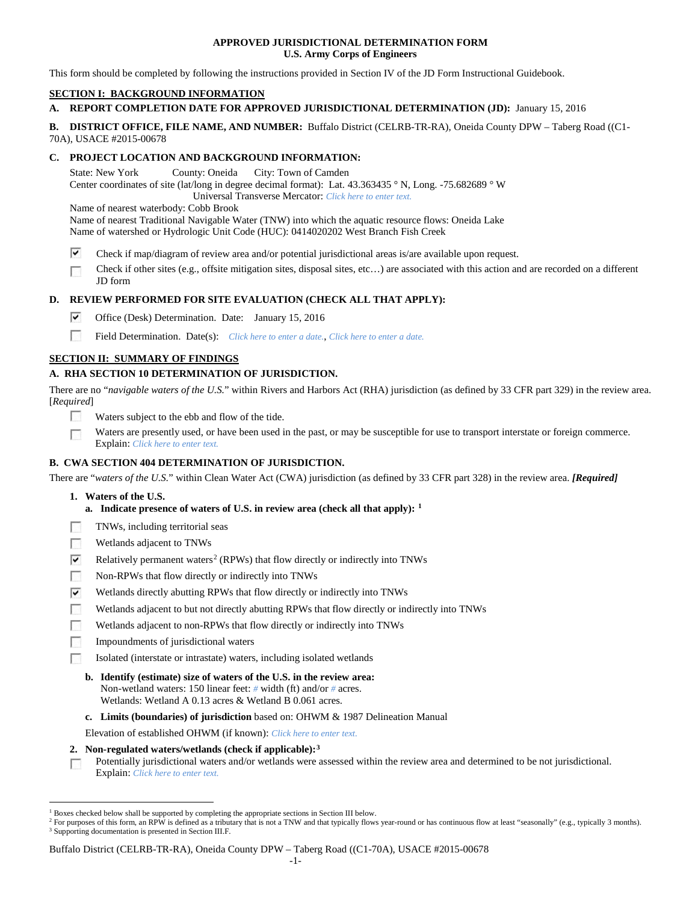**APPROVED JURISDICTIONAL DETERMINATION FORM**
**U.S. Army Corps of Engineers**

This form should be completed by following the instructions provided in Section IV of the JD Form Instructional Guidebook.

## SECTION I: BACKGROUND INFORMATION

**A. REPORT COMPLETION DATE FOR APPROVED JURISDICTIONAL DETERMINATION (JD):** January 15, 2016

**B. DISTRICT OFFICE, FILE NAME, AND NUMBER:** Buffalo District (CELRB-TR-RA), Oneida County DPW – Taberg Road ((C1-70A), USACE #2015-00678

**C. PROJECT LOCATION AND BACKGROUND INFORMATION:**

State: New York County: Oneida City: Town of Camden
Center coordinates of site (lat/long in degree decimal format): Lat. 43.363435 ° N, Long. -75.682689 ° W
Universal Transverse Mercator: *Click here to enter text.*
Name of nearest waterbody: Cobb Brook
Name of nearest Traditional Navigable Water (TNW) into which the aquatic resource flows: Oneida Lake
Name of watershed or Hydrologic Unit Code (HUC): 0414020202 West Branch Fish Creek

- ☑ Check if map/diagram of review area and/or potential jurisdictional areas is/are available upon request.
- ☐ Check if other sites (e.g., offsite mitigation sites, disposal sites, etc…) are associated with this action and are recorded on a different JD form

**D. REVIEW PERFORMED FOR SITE EVALUATION (CHECK ALL THAT APPLY):**

- ☑ Office (Desk) Determination. Date: January 15, 2016
- ☐ Field Determination. Date(s): *Click here to enter a date.*, *Click here to enter a date.*

## SECTION II: SUMMARY OF FINDINGS

**A. RHA SECTION 10 DETERMINATION OF JURISDICTION.**

There are no "*navigable waters of the U.S.*" within Rivers and Harbors Act (RHA) jurisdiction (as defined by 33 CFR part 329) in the review area. [*Required*]

- ☐ Waters subject to the ebb and flow of the tide.
- ☐ Waters are presently used, or have been used in the past, or may be susceptible for use to transport interstate or foreign commerce. Explain: *Click here to enter text.*

**B. CWA SECTION 404 DETERMINATION OF JURISDICTION.**

There are "*waters of the U.S.*" within Clean Water Act (CWA) jurisdiction (as defined by 33 CFR part 328) in the review area. ***[Required]***

**1. Waters of the U.S.**

**a. Indicate presence of waters of U.S. in review area (check all that apply):** [1]

- ☐ TNWs, including territorial seas
- ☐ Wetlands adjacent to TNWs
- ☑ Relatively permanent waters[2] (RPWs) that flow directly or indirectly into TNWs
- ☐ Non-RPWs that flow directly or indirectly into TNWs
- ☑ Wetlands directly abutting RPWs that flow directly or indirectly into TNWs
- ☐ Wetlands adjacent to but not directly abutting RPWs that flow directly or indirectly into TNWs
- ☐ Wetlands adjacent to non-RPWs that flow directly or indirectly into TNWs
- ☐ Impoundments of jurisdictional waters
- ☐ Isolated (interstate or intrastate) waters, including isolated wetlands

**b. Identify (estimate) size of waters of the U.S. in the review area:**
Non-wetland waters: 150 linear feet: # width (ft) and/or # acres.
Wetlands: Wetland A 0.13 acres & Wetland B 0.061 acres.

**c. Limits (boundaries) of jurisdiction** based on: OHWM & 1987 Delineation Manual

Elevation of established OHWM (if known): *Click here to enter text.*

**2. Non-regulated waters/wetlands (check if applicable):**[3]

- ☐ Potentially jurisdictional waters and/or wetlands were assessed within the review area and determined to be not jurisdictional. Explain: *Click here to enter text.*

---

[1] Boxes checked below shall be supported by completing the appropriate sections in Section III below.
[2] For purposes of this form, an RPW is defined as a tributary that is not a TNW and that typically flows year-round or has continuous flow at least "seasonally" (e.g., typically 3 months).
[3] Supporting documentation is presented in Section III.F.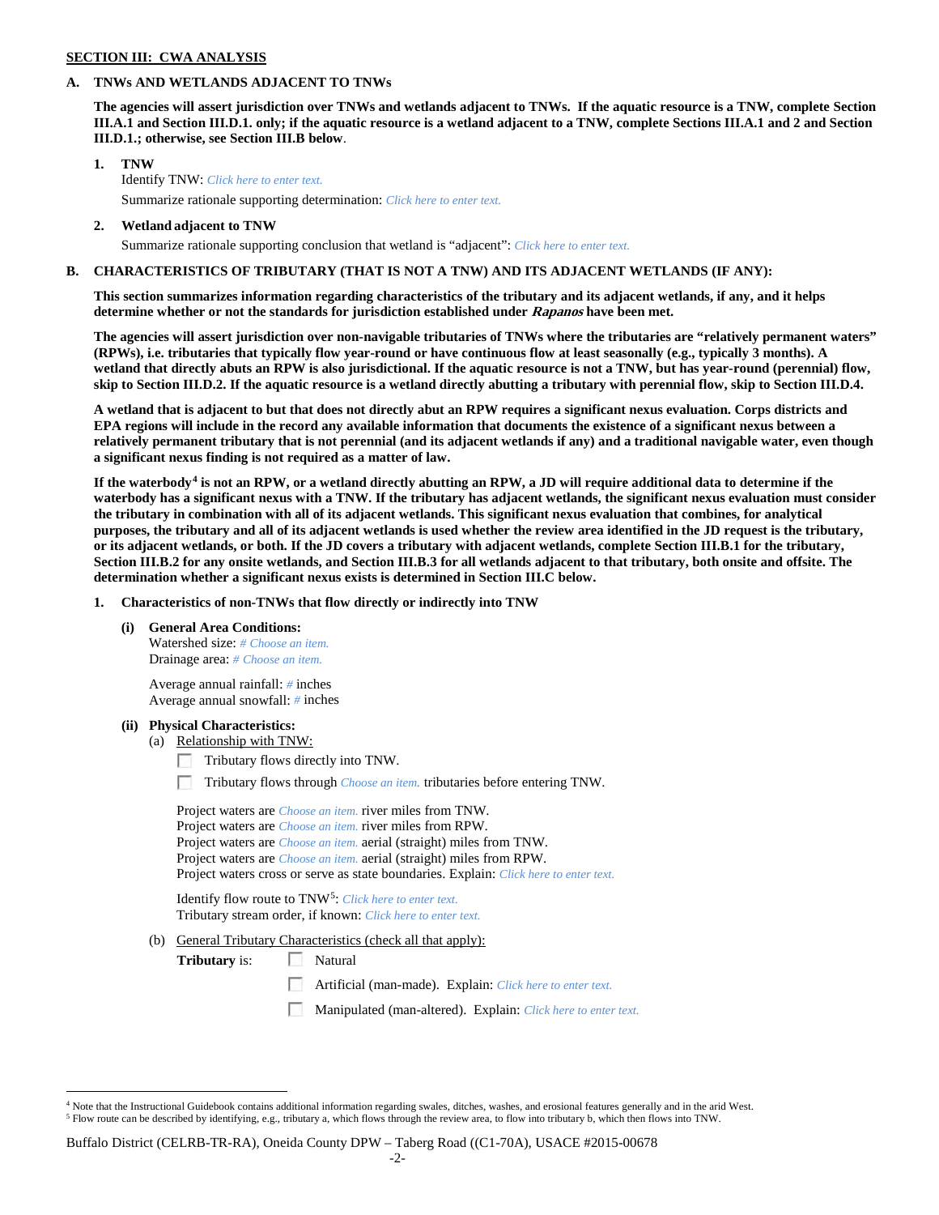**SECTION III: CWA ANALYSIS**

**A. TNWs AND WETLANDS ADJACENT TO TNWs**

**The agencies will assert jurisdiction over TNWs and wetlands adjacent to TNWs. If the aquatic resource is a TNW, complete Section III.A.1 and Section III.D.1. only; if the aquatic resource is a wetland adjacent to a TNW, complete Sections III.A.1 and 2 and Section III.D.1.; otherwise, see Section III.B below**.

**1. TNW**

Identify TNW: *Click here to enter text.*

Summarize rationale supporting determination: *Click here to enter text.*

**2. Wetland adjacent to TNW**

Summarize rationale supporting conclusion that wetland is "adjacent": *Click here to enter text.*

**B. CHARACTERISTICS OF TRIBUTARY (THAT IS NOT A TNW) AND ITS ADJACENT WETLANDS (IF ANY):**

**This section summarizes information regarding characteristics of the tributary and its adjacent wetlands, if any, and it helps determine whether or not the standards for jurisdiction established under *Rapanos* have been met.**

**The agencies will assert jurisdiction over non-navigable tributaries of TNWs where the tributaries are "relatively permanent waters" (RPWs), i.e. tributaries that typically flow year-round or have continuous flow at least seasonally (e.g., typically 3 months). A wetland that directly abuts an RPW is also jurisdictional. If the aquatic resource is not a TNW, but has year-round (perennial) flow, skip to Section III.D.2. If the aquatic resource is a wetland directly abutting a tributary with perennial flow, skip to Section III.D.4.**

**A wetland that is adjacent to but that does not directly abut an RPW requires a significant nexus evaluation. Corps districts and EPA regions will include in the record any available information that documents the existence of a significant nexus between a relatively permanent tributary that is not perennial (and its adjacent wetlands if any) and a traditional navigable water, even though a significant nexus finding is not required as a matter of law.**

**If the waterbody[4] is not an RPW, or a wetland directly abutting an RPW, a JD will require additional data to determine if the waterbody has a significant nexus with a TNW. If the tributary has adjacent wetlands, the significant nexus evaluation must consider the tributary in combination with all of its adjacent wetlands. This significant nexus evaluation that combines, for analytical purposes, the tributary and all of its adjacent wetlands is used whether the review area identified in the JD request is the tributary, or its adjacent wetlands, or both. If the JD covers a tributary with adjacent wetlands, complete Section III.B.1 for the tributary, Section III.B.2 for any onsite wetlands, and Section III.B.3 for all wetlands adjacent to that tributary, both onsite and offsite. The determination whether a significant nexus exists is determined in Section III.C below.**

**1. Characteristics of non-TNWs that flow directly or indirectly into TNW**

**(i) General Area Conditions:**

Watershed size: *# Choose an item.*
Drainage area: *# Choose an item.*

Average annual rainfall: *#* inches
Average annual snowfall: *#* inches

**(ii) Physical Characteristics:**

(a) Relationship with TNW:

☐ Tributary flows directly into TNW.

☐ Tributary flows through *Choose an item.* tributaries before entering TNW.

Project waters are *Choose an item.* river miles from TNW.
Project waters are *Choose an item.* river miles from RPW.
Project waters are *Choose an item.* aerial (straight) miles from TNW.
Project waters are *Choose an item.* aerial (straight) miles from RPW.
Project waters cross or serve as state boundaries. Explain: *Click here to enter text.*

Identify flow route to TNW[5]: *Click here to enter text.*
Tributary stream order, if known: *Click here to enter text.*

(b) General Tributary Characteristics (check all that apply):

**Tributary** is: ☐ Natural

☐ Artificial (man-made). Explain: *Click here to enter text.*

☐ Manipulated (man-altered). Explain: *Click here to enter text.*

---

[4] Note that the Instructional Guidebook contains additional information regarding swales, ditches, washes, and erosional features generally and in the arid West.

[5] Flow route can be described by identifying, e.g., tributary a, which flows through the review area, to flow into tributary b, which then flows into TNW.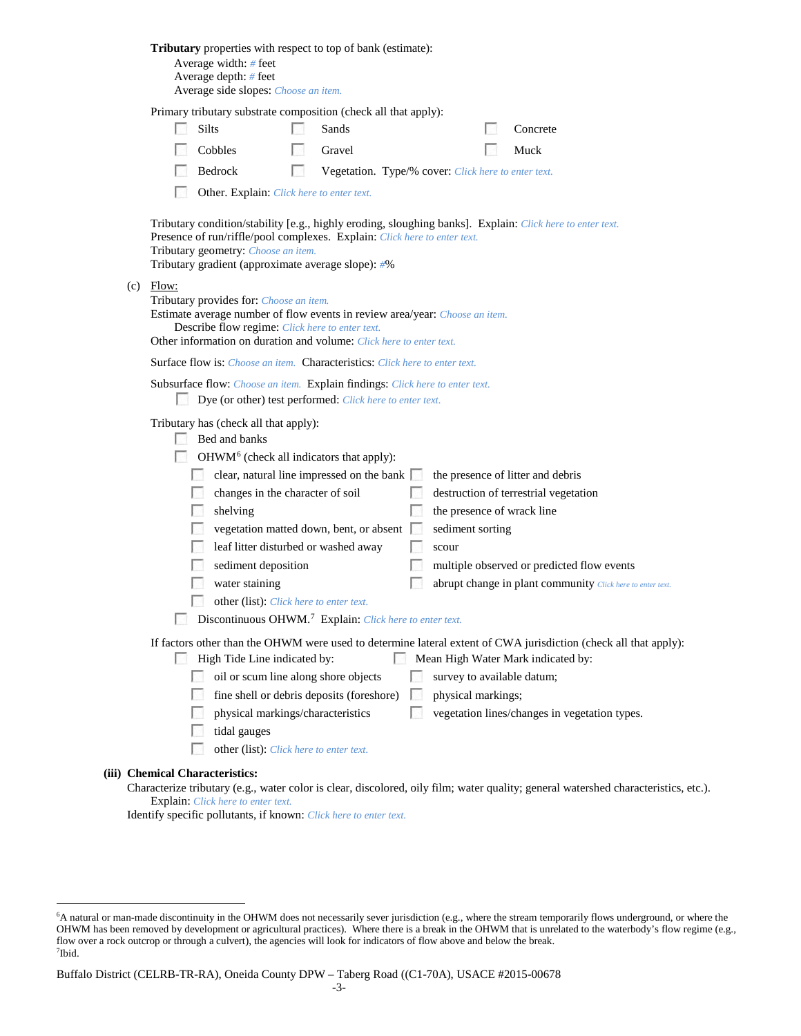**Tributary** properties with respect to top of bank (estimate):

Average width: # feet
Average depth: # feet
Average side slopes: Choose an item.

Primary tributary substrate composition (check all that apply):

- ☐ Silts
- ☐ Sands
- ☐ Concrete
- ☐ Cobbles
- ☐ Gravel
- ☐ Muck
- ☐ Bedrock
- ☐ Vegetation. Type/% cover: Click here to enter text.
- ☐ Other. Explain: Click here to enter text.

Tributary condition/stability [e.g., highly eroding, sloughing banks]. Explain: Click here to enter text.
Presence of run/riffle/pool complexes. Explain: Click here to enter text.
Tributary geometry: Choose an item.
Tributary gradient (approximate average slope): #%

(c) Flow:

Tributary provides for: Choose an item.
Estimate average number of flow events in review area/year: Choose an item.
Describe flow regime: Click here to enter text.
Other information on duration and volume: Click here to enter text.

Surface flow is: Choose an item. Characteristics: Click here to enter text.

Subsurface flow: Choose an item. Explain findings: Click here to enter text.

- ☐ Dye (or other) test performed: Click here to enter text.

Tributary has (check all that apply):

- ☐ Bed and banks
- ☐ OHWM[6] (check all indicators that apply):
  - ☐ clear, natural line impressed on the bank
  - ☐ changes in the character of soil
  - ☐ shelving
  - ☐ vegetation matted down, bent, or absent
  - ☐ leaf litter disturbed or washed away
  - ☐ sediment deposition
  - ☐ water staining
  - ☐ other (list): Click here to enter text.
  - ☐ the presence of litter and debris
  - ☐ destruction of terrestrial vegetation
  - ☐ the presence of wrack line
  - ☐ sediment sorting
  - ☐ scour
  - ☐ multiple observed or predicted flow events
  - ☐ abrupt change in plant community Click here to enter text.
- ☐ Discontinuous OHWM.[7] Explain: Click here to enter text.

If factors other than the OHWM were used to determine lateral extent of CWA jurisdiction (check all that apply):

- ☐ High Tide Line indicated by:
  - ☐ oil or scum line along shore objects
  - ☐ fine shell or debris deposits (foreshore)
  - ☐ physical markings/characteristics
  - ☐ tidal gauges
  - ☐ other (list): Click here to enter text.
- ☐ Mean High Water Mark indicated by:
  - ☐ survey to available datum;
  - ☐ physical markings;
  - ☐ vegetation lines/changes in vegetation types.

**(iii) Chemical Characteristics:**

Characterize tributary (e.g., water color is clear, discolored, oily film; water quality; general watershed characteristics, etc.).
Explain: Click here to enter text.
Identify specific pollutants, if known: Click here to enter text.

---

[6]A natural or man-made discontinuity in the OHWM does not necessarily sever jurisdiction (e.g., where the stream temporarily flows underground, or where the OHWM has been removed by development or agricultural practices). Where there is a break in the OHWM that is unrelated to the waterbody's flow regime (e.g., flow over a rock outcrop or through a culvert), the agencies will look for indicators of flow above and below the break.
[7]Ibid.

Buffalo District (CELRB-TR-RA), Oneida County DPW – Taberg Road ((C1-70A), USACE #2015-00678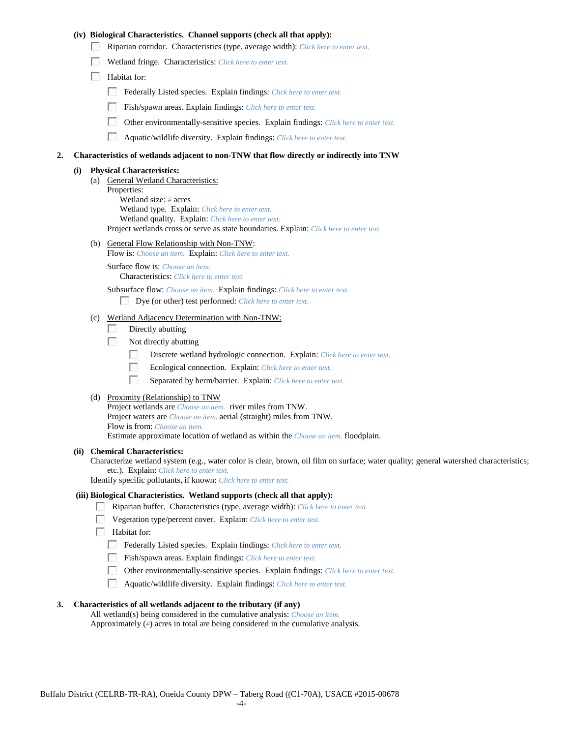**(iv) Biological Characteristics. Channel supports (check all that apply):**

- ☐ Riparian corridor. Characteristics (type, average width): *Click here to enter text.*
- ☐ Wetland fringe. Characteristics: *Click here to enter text.*
- ☐ Habitat for:
  - ☐ Federally Listed species. Explain findings: *Click here to enter text.*
  - ☐ Fish/spawn areas. Explain findings: *Click here to enter text.*
  - ☐ Other environmentally-sensitive species. Explain findings: *Click here to enter text.*
  - ☐ Aquatic/wildlife diversity. Explain findings: *Click here to enter text.*

**2. Characteristics of wetlands adjacent to non-TNW that flow directly or indirectly into TNW**

**(i) Physical Characteristics:**

(a) General Wetland Characteristics:

Properties:

Wetland size: *#* acres

Wetland type. Explain: *Click here to enter text.*

Wetland quality. Explain: *Click here to enter text.*

Project wetlands cross or serve as state boundaries. Explain: *Click here to enter text.*

(b) General Flow Relationship with Non-TNW:

Flow is: *Choose an item.* Explain: *Click here to enter text.*

Surface flow is: *Choose an item.*

Characteristics: *Click here to enter text.*

Subsurface flow: *Choose an item.* Explain findings: *Click here to enter text.*

☐ Dye (or other) test performed: *Click here to enter text.*

(c) Wetland Adjacency Determination with Non-TNW:

- ☐ Directly abutting
- ☐ Not directly abutting
  - ☐ Discrete wetland hydrologic connection. Explain: *Click here to enter text.*
  - ☐ Ecological connection. Explain: *Click here to enter text.*
  - ☐ Separated by berm/barrier. Explain: *Click here to enter text.*

(d) Proximity (Relationship) to TNW

Project wetlands are *Choose an item.* river miles from TNW.

Project waters are *Choose an item.* aerial (straight) miles from TNW.

Flow is from: *Choose an item.*

Estimate approximate location of wetland as within the *Choose an item.* floodplain.

**(ii) Chemical Characteristics:**

Characterize wetland system (e.g., water color is clear, brown, oil film on surface; water quality; general watershed characteristics; etc.). Explain: *Click here to enter text.*

Identify specific pollutants, if known: *Click here to enter text.*

**(iii) Biological Characteristics. Wetland supports (check all that apply):**

- ☐ Riparian buffer. Characteristics (type, average width): *Click here to enter text.*
- ☐ Vegetation type/percent cover. Explain: *Click here to enter text.*
- ☐ Habitat for:
  - ☐ Federally Listed species. Explain findings: *Click here to enter text.*
  - ☐ Fish/spawn areas. Explain findings: *Click here to enter text.*
  - ☐ Other environmentally-sensitive species. Explain findings: *Click here to enter text.*
  - ☐ Aquatic/wildlife diversity. Explain findings: *Click here to enter text.*

**3. Characteristics of all wetlands adjacent to the tributary (if any)**

All wetland(s) being considered in the cumulative analysis: *Choose an item.*

Approximately (*#*) acres in total are being considered in the cumulative analysis.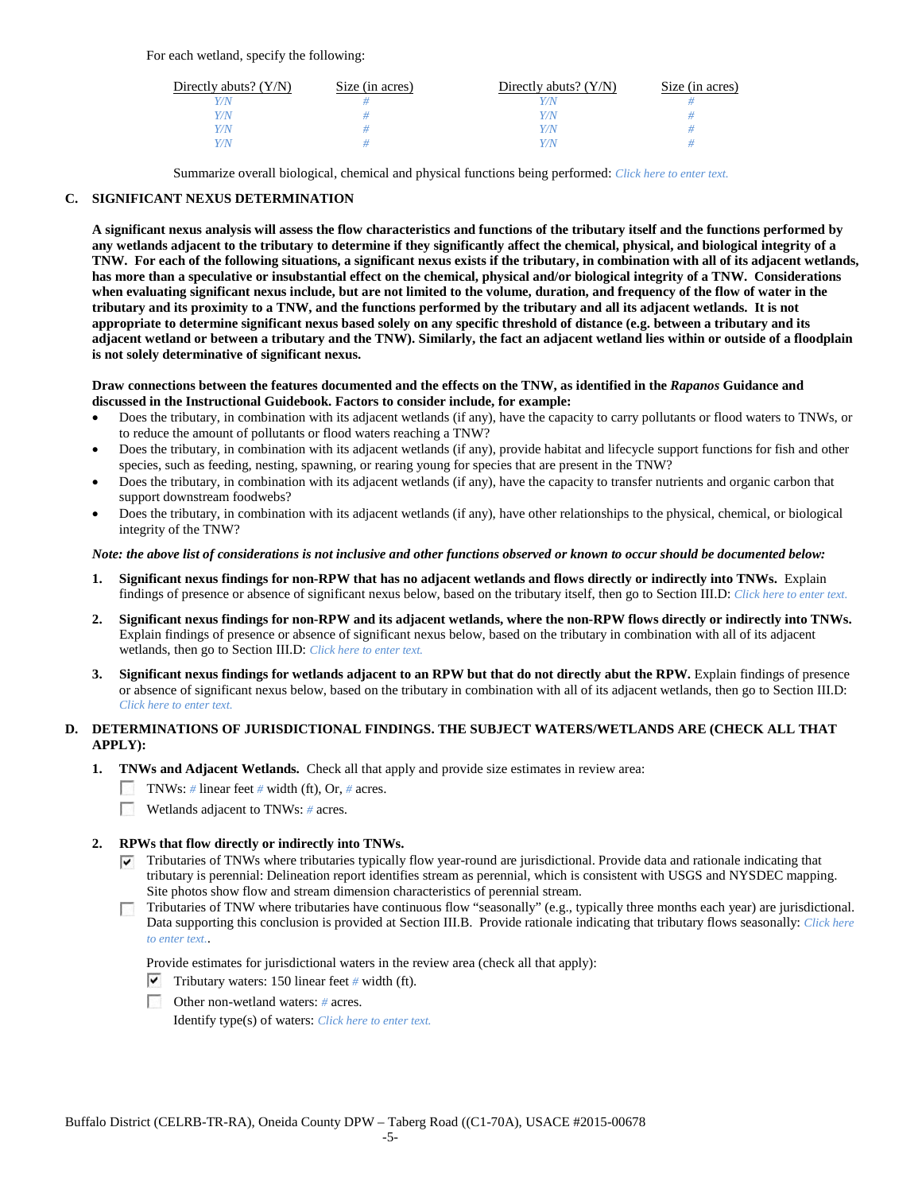For each wetland, specify the following:

| Directly abuts? (Y/N) | Size (in acres) | Directly abuts? (Y/N) | Size (in acres) |
|---|---|---|---|
| *Y/N* | *#* | *Y/N* | *#* |
| *Y/N* | *#* | *Y/N* | *#* |
| *Y/N* | *#* | *Y/N* | *#* |
| *Y/N* | *#* | *Y/N* | *#* |

Summarize overall biological, chemical and physical functions being performed: *Click here to enter text.*

## C. SIGNIFICANT NEXUS DETERMINATION

**A significant nexus analysis will assess the flow characteristics and functions of the tributary itself and the functions performed by any wetlands adjacent to the tributary to determine if they significantly affect the chemical, physical, and biological integrity of a TNW. For each of the following situations, a significant nexus exists if the tributary, in combination with all of its adjacent wetlands, has more than a speculative or insubstantial effect on the chemical, physical and/or biological integrity of a TNW. Considerations when evaluating significant nexus include, but are not limited to the volume, duration, and frequency of the flow of water in the tributary and its proximity to a TNW, and the functions performed by the tributary and all its adjacent wetlands. It is not appropriate to determine significant nexus based solely on any specific threshold of distance (e.g. between a tributary and its adjacent wetland or between a tributary and the TNW). Similarly, the fact an adjacent wetland lies within or outside of a floodplain is not solely determinative of significant nexus.**

**Draw connections between the features documented and the effects on the TNW, as identified in the *Rapanos* Guidance and discussed in the Instructional Guidebook. Factors to consider include, for example:**

- Does the tributary, in combination with its adjacent wetlands (if any), have the capacity to carry pollutants or flood waters to TNWs, or to reduce the amount of pollutants or flood waters reaching a TNW?
- Does the tributary, in combination with its adjacent wetlands (if any), provide habitat and lifecycle support functions for fish and other species, such as feeding, nesting, spawning, or rearing young for species that are present in the TNW?
- Does the tributary, in combination with its adjacent wetlands (if any), have the capacity to transfer nutrients and organic carbon that support downstream foodwebs?
- Does the tributary, in combination with its adjacent wetlands (if any), have other relationships to the physical, chemical, or biological integrity of the TNW?

***Note: the above list of considerations is not inclusive and other functions observed or known to occur should be documented below:***

1. **Significant nexus findings for non-RPW that has no adjacent wetlands and flows directly or indirectly into TNWs.** Explain findings of presence or absence of significant nexus below, based on the tributary itself, then go to Section III.D: *Click here to enter text.*

2. **Significant nexus findings for non-RPW and its adjacent wetlands, where the non-RPW flows directly or indirectly into TNWs.** Explain findings of presence or absence of significant nexus below, based on the tributary in combination with all of its adjacent wetlands, then go to Section III.D: *Click here to enter text.*

3. **Significant nexus findings for wetlands adjacent to an RPW but that do not directly abut the RPW.** Explain findings of presence or absence of significant nexus below, based on the tributary in combination with all of its adjacent wetlands, then go to Section III.D: *Click here to enter text.*

## D. DETERMINATIONS OF JURISDICTIONAL FINDINGS. THE SUBJECT WATERS/WETLANDS ARE (CHECK ALL THAT APPLY):

1. **TNWs and Adjacent Wetlands.** Check all that apply and provide size estimates in review area:
   - ☐ TNWs: *#* linear feet *#* width (ft), Or, *#* acres.
   - ☐ Wetlands adjacent to TNWs: *#* acres.

2. **RPWs that flow directly or indirectly into TNWs.**
   - ☑ Tributaries of TNWs where tributaries typically flow year-round are jurisdictional. Provide data and rationale indicating that tributary is perennial: Delineation report identifies stream as perennial, which is consistent with USGS and NYSDEC mapping. Site photos show flow and stream dimension characteristics of perennial stream.
   - ☐ Tributaries of TNW where tributaries have continuous flow "seasonally" (e.g., typically three months each year) are jurisdictional. Data supporting this conclusion is provided at Section III.B. Provide rationale indicating that tributary flows seasonally: *Click here to enter text.*.

   Provide estimates for jurisdictional waters in the review area (check all that apply):
   - ☑ Tributary waters: 150 linear feet *#* width (ft).
   - ☐ Other non-wetland waters: *#* acres.

     Identify type(s) of waters: *Click here to enter text.*

Buffalo District (CELRB-TR-RA), Oneida County DPW – Taberg Road ((C1-70A), USACE #2015-00678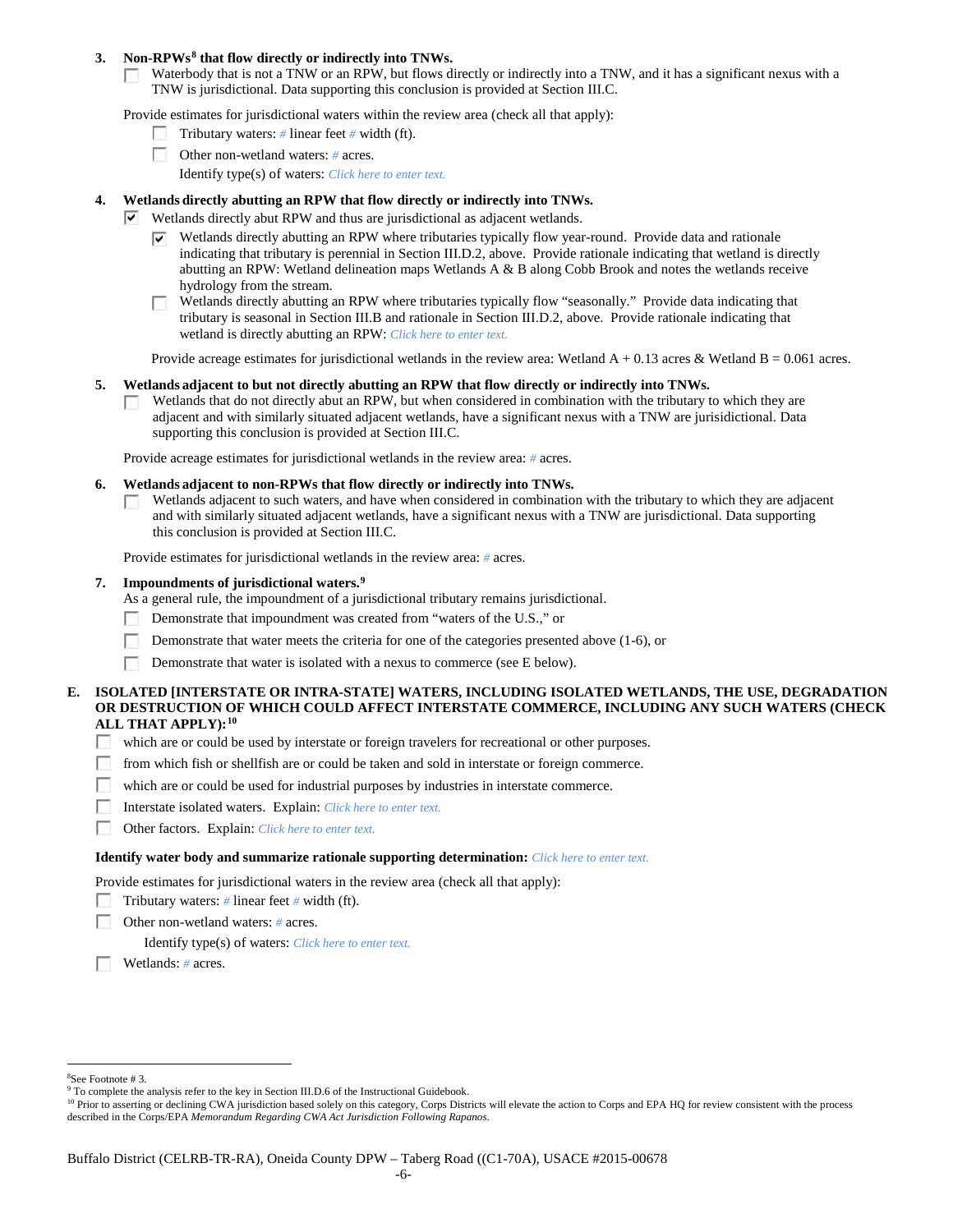**3. Non-RPWs[8] that flow directly or indirectly into TNWs.**

☐ Waterbody that is not a TNW or an RPW, but flows directly or indirectly into a TNW, and it has a significant nexus with a TNW is jurisdictional. Data supporting this conclusion is provided at Section III.C.

Provide estimates for jurisdictional waters within the review area (check all that apply):

- ☐ Tributary waters: # linear feet # width (ft).
- ☐ Other non-wetland waters: # acres.

  Identify type(s) of waters: *Click here to enter text.*

**4. Wetlands directly abutting an RPW that flow directly or indirectly into TNWs.**

☑ Wetlands directly abut RPW and thus are jurisdictional as adjacent wetlands.

- ☑ Wetlands directly abutting an RPW where tributaries typically flow year-round. Provide data and rationale indicating that tributary is perennial in Section III.D.2, above. Provide rationale indicating that wetland is directly abutting an RPW: Wetland delineation maps Wetlands A & B along Cobb Brook and notes the wetlands receive hydrology from the stream.
- ☐ Wetlands directly abutting an RPW where tributaries typically flow "seasonally." Provide data indicating that tributary is seasonal in Section III.B and rationale in Section III.D.2, above. Provide rationale indicating that wetland is directly abutting an RPW: *Click here to enter text.*

Provide acreage estimates for jurisdictional wetlands in the review area: Wetland A + 0.13 acres & Wetland B = 0.061 acres.

**5. Wetlands adjacent to but not directly abutting an RPW that flow directly or indirectly into TNWs.**

☐ Wetlands that do not directly abut an RPW, but when considered in combination with the tributary to which they are adjacent and with similarly situated adjacent wetlands, have a significant nexus with a TNW are jurisidictional. Data supporting this conclusion is provided at Section III.C.

Provide acreage estimates for jurisdictional wetlands in the review area: # acres.

**6. Wetlands adjacent to non-RPWs that flow directly or indirectly into TNWs.**

☐ Wetlands adjacent to such waters, and have when considered in combination with the tributary to which they are adjacent and with similarly situated adjacent wetlands, have a significant nexus with a TNW are jurisdictional. Data supporting this conclusion is provided at Section III.C.

Provide estimates for jurisdictional wetlands in the review area: # acres.

**7. Impoundments of jurisdictional waters.[9]**

As a general rule, the impoundment of a jurisdictional tributary remains jurisdictional.

- ☐ Demonstrate that impoundment was created from "waters of the U.S.," or
- ☐ Demonstrate that water meets the criteria for one of the categories presented above (1-6), or
- ☐ Demonstrate that water is isolated with a nexus to commerce (see E below).

**E. ISOLATED [INTERSTATE OR INTRA-STATE] WATERS, INCLUDING ISOLATED WETLANDS, THE USE, DEGRADATION OR DESTRUCTION OF WHICH COULD AFFECT INTERSTATE COMMERCE, INCLUDING ANY SUCH WATERS (CHECK ALL THAT APPLY):[10]**

- ☐ which are or could be used by interstate or foreign travelers for recreational or other purposes.
- ☐ from which fish or shellfish are or could be taken and sold in interstate or foreign commerce.
- ☐ which are or could be used for industrial purposes by industries in interstate commerce.
- ☐ Interstate isolated waters. Explain: *Click here to enter text.*
- ☐ Other factors. Explain: *Click here to enter text.*

**Identify water body and summarize rationale supporting determination:** *Click here to enter text.*

Provide estimates for jurisdictional waters in the review area (check all that apply):

- ☐ Tributary waters: # linear feet # width (ft).
- ☐ Other non-wetland waters: # acres.

  Identify type(s) of waters: *Click here to enter text.*
- ☐ Wetlands: # acres.

---

[8] See Footnote # 3.

[9] To complete the analysis refer to the key in Section III.D.6 of the Instructional Guidebook.

[10] Prior to asserting or declining CWA jurisdiction based solely on this category, Corps Districts will elevate the action to Corps and EPA HQ for review consistent with the process described in the Corps/EPA *Memorandum Regarding CWA Act Jurisdiction Following Rapanos.*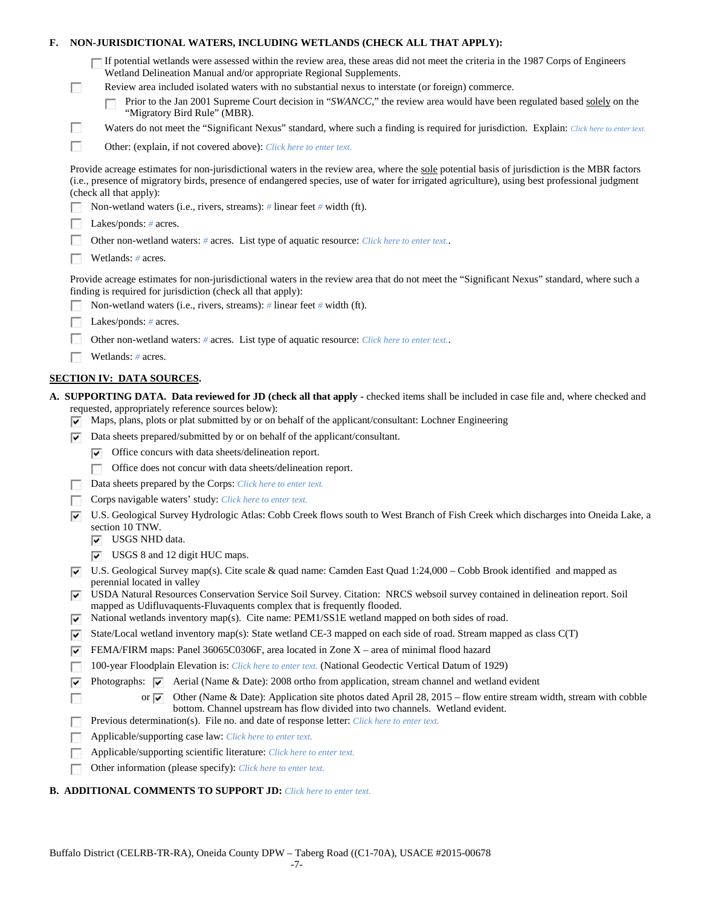**F. NON-JURISDICTIONAL WATERS, INCLUDING WETLANDS (CHECK ALL THAT APPLY):**

- ☐ If potential wetlands were assessed within the review area, these areas did not meet the criteria in the 1987 Corps of Engineers Wetland Delineation Manual and/or appropriate Regional Supplements.
- ☐ Review area included isolated waters with no substantial nexus to interstate (or foreign) commerce.
  - ☐ Prior to the Jan 2001 Supreme Court decision in "*SWANCC*," the review area would have been regulated based solely on the "Migratory Bird Rule" (MBR).
- ☐ Waters do not meet the "Significant Nexus" standard, where such a finding is required for jurisdiction. Explain: *Click here to enter text.*
- ☐ Other: (explain, if not covered above): *Click here to enter text.*

Provide acreage estimates for non-jurisdictional waters in the review area, where the sole potential basis of jurisdiction is the MBR factors (i.e., presence of migratory birds, presence of endangered species, use of water for irrigated agriculture), using best professional judgment (check all that apply):

- ☐ Non-wetland waters (i.e., rivers, streams): # linear feet # width (ft).
- ☐ Lakes/ponds: # acres.
- ☐ Other non-wetland waters: # acres. List type of aquatic resource: *Click here to enter text.*.
- ☐ Wetlands: # acres.

Provide acreage estimates for non-jurisdictional waters in the review area that do not meet the "Significant Nexus" standard, where such a finding is required for jurisdiction (check all that apply):

- ☐ Non-wetland waters (i.e., rivers, streams): # linear feet # width (ft).
- ☐ Lakes/ponds: # acres.
- ☐ Other non-wetland waters: # acres. List type of aquatic resource: *Click here to enter text.*.
- ☐ Wetlands: # acres.

## SECTION IV: DATA SOURCES.

**A. SUPPORTING DATA. Data reviewed for JD (check all that apply** - checked items shall be included in case file and, where checked and requested, appropriately reference sources below):

- ☑ Maps, plans, plots or plat submitted by or on behalf of the applicant/consultant: Lochner Engineering
- ☑ Data sheets prepared/submitted by or on behalf of the applicant/consultant.
  - ☑ Office concurs with data sheets/delineation report.
  - ☐ Office does not concur with data sheets/delineation report.
- ☐ Data sheets prepared by the Corps: *Click here to enter text.*
- ☐ Corps navigable waters' study: *Click here to enter text.*
- ☑ U.S. Geological Survey Hydrologic Atlas: Cobb Creek flows south to West Branch of Fish Creek which discharges into Oneida Lake, a section 10 TNW.
  - ☑ USGS NHD data.
  - ☑ USGS 8 and 12 digit HUC maps.
- ☑ U.S. Geological Survey map(s). Cite scale & quad name: Camden East Quad 1:24,000 – Cobb Brook identified and mapped as perennial located in valley
- ☑ USDA Natural Resources Conservation Service Soil Survey. Citation: NRCS websoil survey contained in delineation report. Soil mapped as Udifluvaquents-Fluvaquents complex that is frequently flooded.
- ☑ National wetlands inventory map(s). Cite name: PEM1/SS1E wetland mapped on both sides of road.
- ☑ State/Local wetland inventory map(s): State wetland CE-3 mapped on each side of road. Stream mapped as class C(T)
- ☑ FEMA/FIRM maps: Panel 36065C0306F, area located in Zone X – area of minimal flood hazard
- ☐ 100-year Floodplain Elevation is: *Click here to enter text.* (National Geodectic Vertical Datum of 1929)
- ☑ Photographs: ☑ Aerial (Name & Date): 2008 ortho from application, stream channel and wetland evident
  - or ☑ Other (Name & Date): Application site photos dated April 28, 2015 – flow entire stream width, stream with cobble bottom. Channel upstream has flow divided into two channels. Wetland evident.
- ☐ Previous determination(s). File no. and date of response letter: *Click here to enter text.*
- ☐ Applicable/supporting case law: *Click here to enter text.*
- ☐ Applicable/supporting scientific literature: *Click here to enter text.*
- ☐ Other information (please specify): *Click here to enter text.*

**B. ADDITIONAL COMMENTS TO SUPPORT JD:** *Click here to enter text.*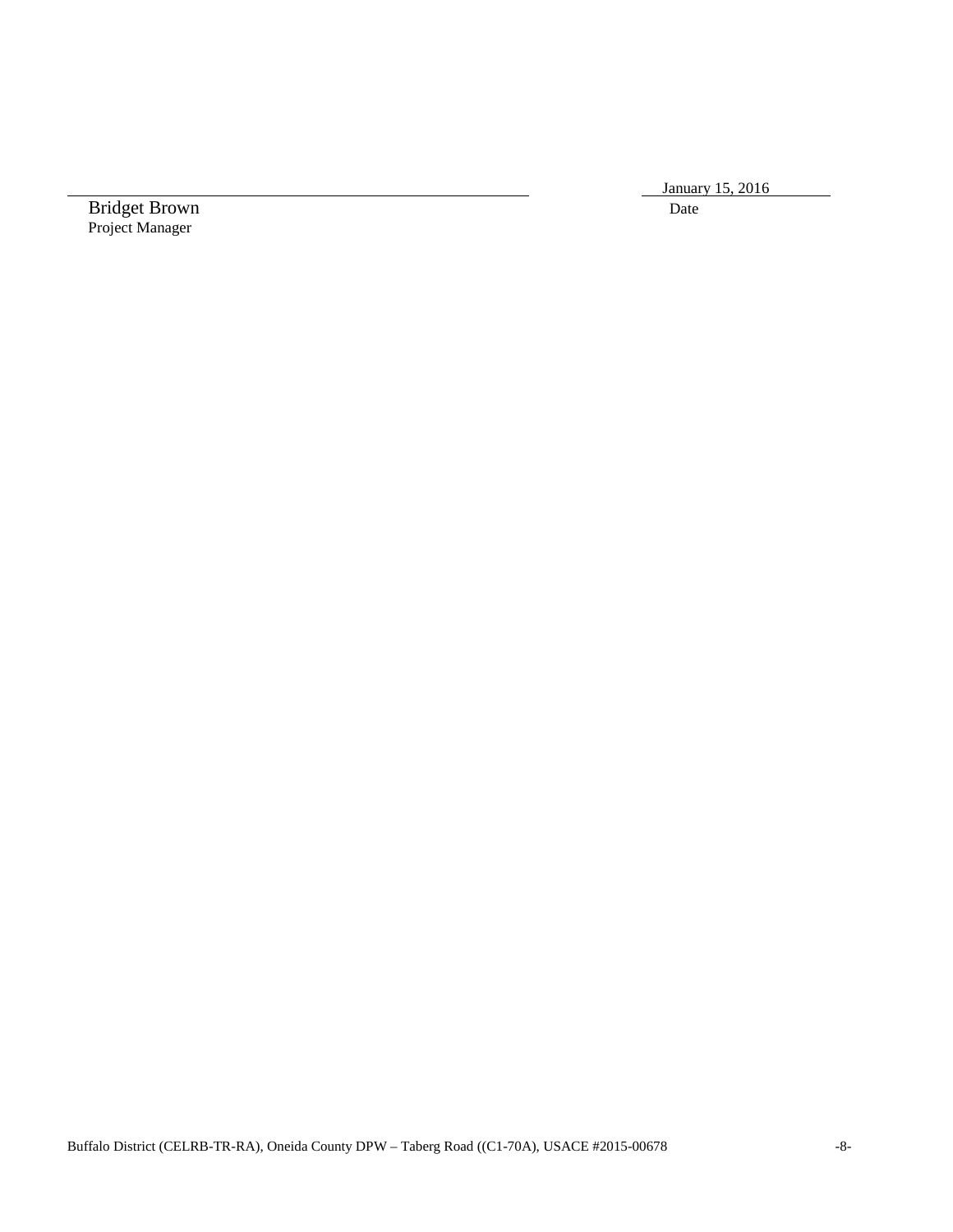January 15, 2016

Bridget Brown
Project Manager

Date